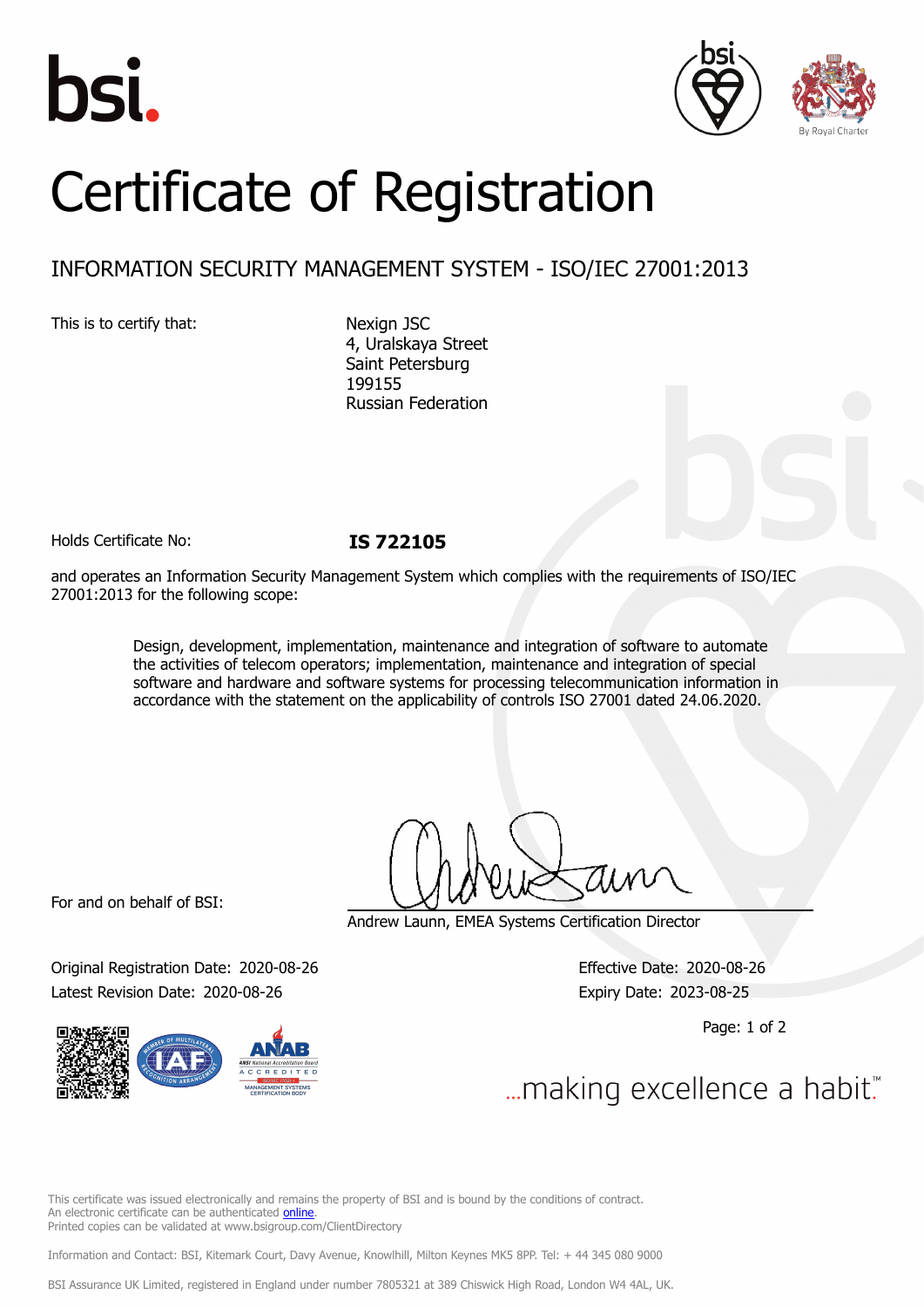# Certificate of Registration

## INFORMATION SECURITY MANAGEMENT SYSTEM - ISO/IEC 27001:2013

This is to certify that:

Nexign JSC
4, Uralskaya Street
Saint Petersburg
199155
Russian Federation

Holds Certificate No: **IS 722105**

and operates an Information Security Management System which complies with the requirements of ISO/IEC 27001:2013 for the following scope:

> Design, development, implementation, maintenance and integration of software to automate the activities of telecom operators; implementation, maintenance and integration of special software and hardware and software systems for processing telecommunication information in accordance with the statement on the applicability of controls ISO 27001 dated 24.06.2020.

For and on behalf of BSI:

Andrew Launn, EMEA Systems Certification Director

Original Registration Date: 2020-08-26

Latest Revision Date: 2020-08-26

Effective Date: 2020-08-26

Expiry Date: 2023-08-25

...making excellence a habit.™

This certificate was issued electronically and remains the property of BSI and is bound by the conditions of contract.
An electronic certificate can be authenticated online.
Printed copies can be validated at www.bsigroup.com/ClientDirectory

Information and Contact: BSI, Kitemark Court, Davy Avenue, Knowlhill, Milton Keynes MK5 8PP. Tel: + 44 345 080 9000

BSI Assurance UK Limited, registered in England under number 7805321 at 389 Chiswick High Road, London W4 4AL, UK.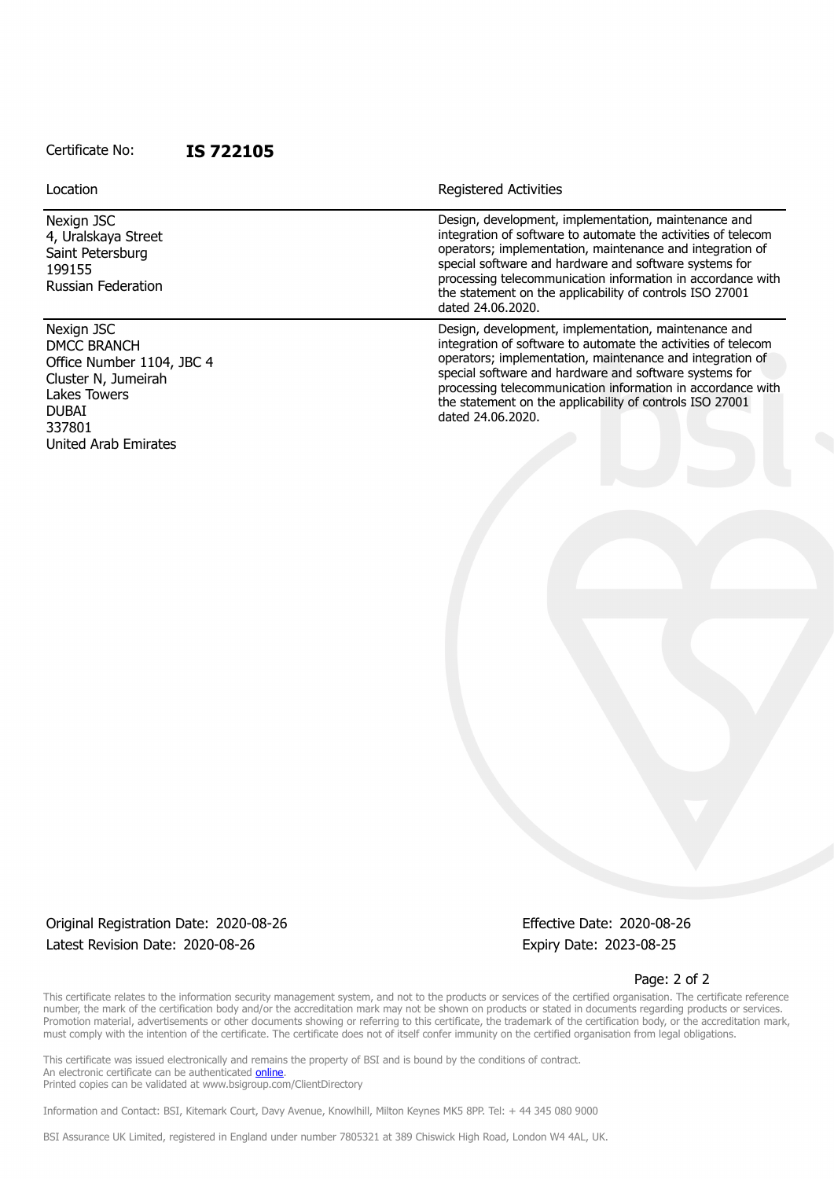Certificate No: **IS 722105**

| Location | Registered Activities |
| --- | --- |
| Nexign JSC<br>4, Uralskaya Street<br>Saint Petersburg<br>199155<br>Russian Federation | Design, development, implementation, maintenance and integration of software to automate the activities of telecom operators; implementation, maintenance and integration of special software and hardware and software systems for processing telecommunication information in accordance with the statement on the applicability of controls ISO 27001 dated 24.06.2020. |
| Nexign JSC<br>DMCC BRANCH<br>Office Number 1104, JBC 4<br>Cluster N, Jumeirah<br>Lakes Towers<br>DUBAI<br>337801<br>United Arab Emirates | Design, development, implementation, maintenance and integration of software to automate the activities of telecom operators; implementation, maintenance and integration of special software and hardware and software systems for processing telecommunication information in accordance with the statement on the applicability of controls ISO 27001 dated 24.06.2020. |

Original Registration Date: 2020-08-26
Latest Revision Date: 2020-08-26

Effective Date: 2020-08-26
Expiry Date: 2023-08-25

This certificate relates to the information security management system, and not to the products or services of the certified organisation. The certificate reference number, the mark of the certification body and/or the accreditation mark may not be shown on products or stated in documents regarding products or services. Promotion material, advertisements or other documents showing or referring to this certificate, the trademark of the certification body, or the accreditation mark, must comply with the intention of the certificate. The certificate does not of itself confer immunity on the certified organisation from legal obligations.

This certificate was issued electronically and remains the property of BSI and is bound by the conditions of contract.
An electronic certificate can be authenticated online.
Printed copies can be validated at www.bsigroup.com/ClientDirectory

Information and Contact: BSI, Kitemark Court, Davy Avenue, Knowlhill, Milton Keynes MK5 8PP. Tel: + 44 345 080 9000

BSI Assurance UK Limited, registered in England under number 7805321 at 389 Chiswick High Road, London W4 4AL, UK.